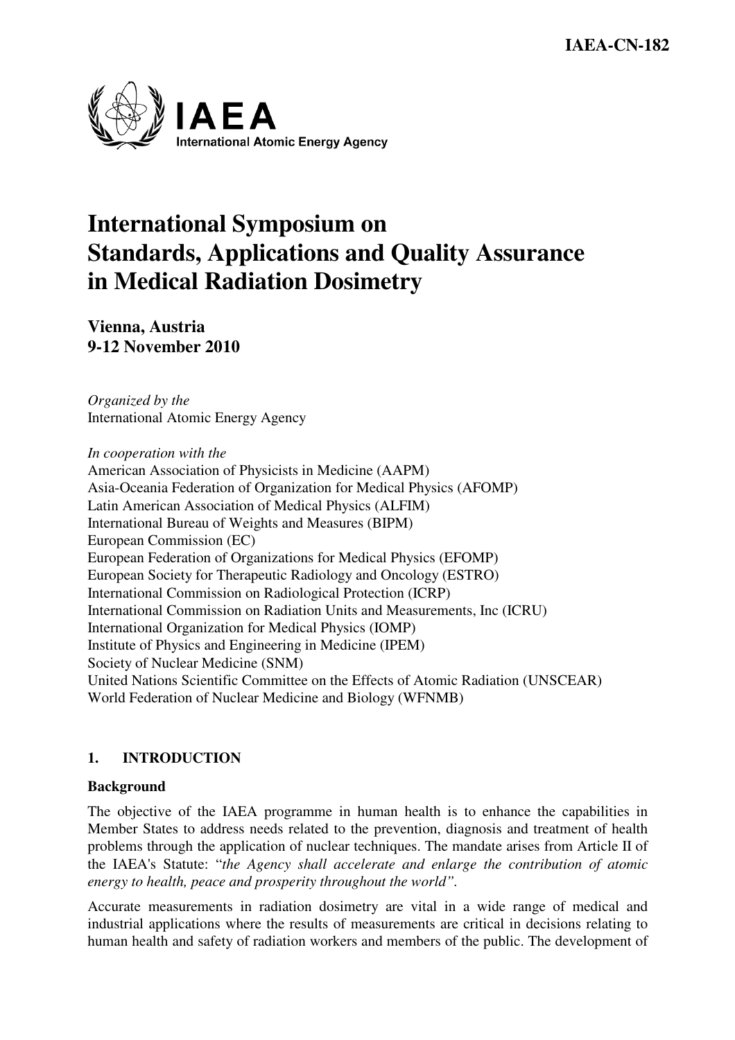IAEA-CN-182

**IAEA**
**International Atomic Energy Agency**

# International Symposium on Standards, Applications and Quality Assurance in Medical Radiation Dosimetry

**Vienna, Austria**
**9-12 November 2010**

*Organized by the*
International Atomic Energy Agency

*In cooperation with the*
American Association of Physicists in Medicine (AAPM)
Asia-Oceania Federation of Organization for Medical Physics (AFOMP)
Latin American Association of Medical Physics (ALFIM)
International Bureau of Weights and Measures (BIPM)
European Commission (EC)
European Federation of Organizations for Medical Physics (EFOMP)
European Society for Therapeutic Radiology and Oncology (ESTRO)
International Commission on Radiological Protection (ICRP)
International Commission on Radiation Units and Measurements, Inc (ICRU)
International Organization for Medical Physics (IOMP)
Institute of Physics and Engineering in Medicine (IPEM)
Society of Nuclear Medicine (SNM)
United Nations Scientific Committee on the Effects of Atomic Radiation (UNSCEAR)
World Federation of Nuclear Medicine and Biology (WFNMB)

## 1. INTRODUCTION

### Background

The objective of the IAEA programme in human health is to enhance the capabilities in Member States to address needs related to the prevention, diagnosis and treatment of health problems through the application of nuclear techniques. The mandate arises from Article II of the IAEA's Statute: "*the Agency shall accelerate and enlarge the contribution of atomic energy to health, peace and prosperity throughout the world"*.

Accurate measurements in radiation dosimetry are vital in a wide range of medical and industrial applications where the results of measurements are critical in decisions relating to human health and safety of radiation workers and members of the public. The development of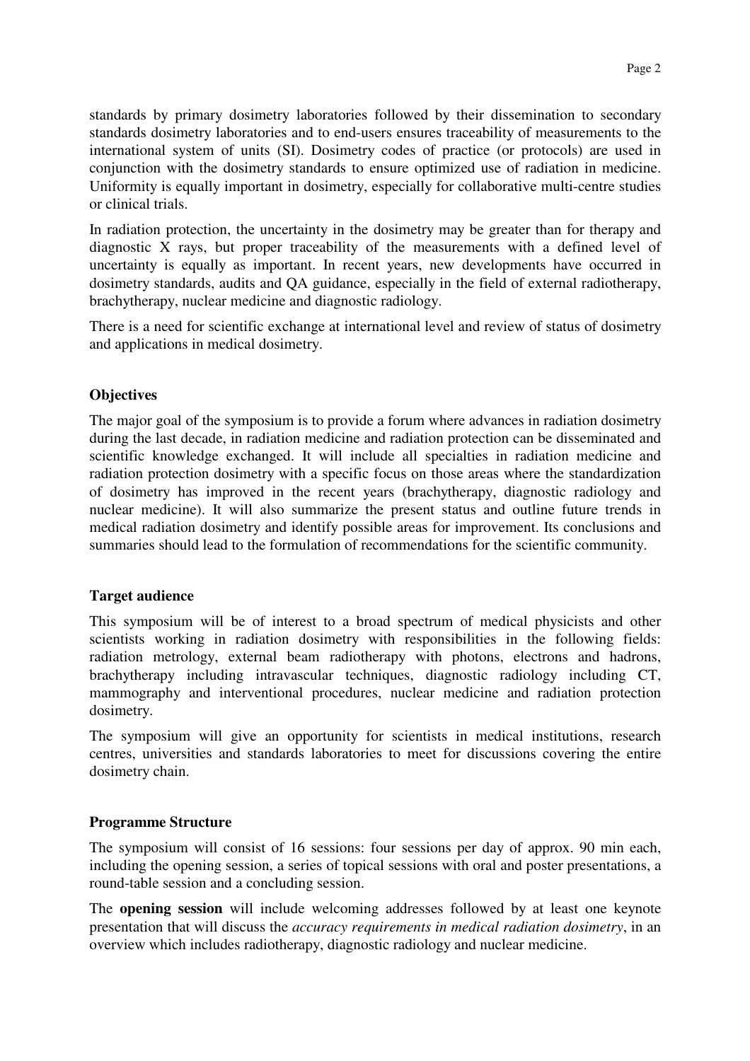standards by primary dosimetry laboratories followed by their dissemination to secondary standards dosimetry laboratories and to end-users ensures traceability of measurements to the international system of units (SI). Dosimetry codes of practice (or protocols) are used in conjunction with the dosimetry standards to ensure optimized use of radiation in medicine. Uniformity is equally important in dosimetry, especially for collaborative multi-centre studies or clinical trials.

In radiation protection, the uncertainty in the dosimetry may be greater than for therapy and diagnostic X rays, but proper traceability of the measurements with a defined level of uncertainty is equally as important. In recent years, new developments have occurred in dosimetry standards, audits and QA guidance, especially in the field of external radiotherapy, brachytherapy, nuclear medicine and diagnostic radiology.

There is a need for scientific exchange at international level and review of status of dosimetry and applications in medical dosimetry.

## Objectives

The major goal of the symposium is to provide a forum where advances in radiation dosimetry during the last decade, in radiation medicine and radiation protection can be disseminated and scientific knowledge exchanged. It will include all specialties in radiation medicine and radiation protection dosimetry with a specific focus on those areas where the standardization of dosimetry has improved in the recent years (brachytherapy, diagnostic radiology and nuclear medicine). It will also summarize the present status and outline future trends in medical radiation dosimetry and identify possible areas for improvement. Its conclusions and summaries should lead to the formulation of recommendations for the scientific community.

## Target audience

This symposium will be of interest to a broad spectrum of medical physicists and other scientists working in radiation dosimetry with responsibilities in the following fields: radiation metrology, external beam radiotherapy with photons, electrons and hadrons, brachytherapy including intravascular techniques, diagnostic radiology including CT, mammography and interventional procedures, nuclear medicine and radiation protection dosimetry.

The symposium will give an opportunity for scientists in medical institutions, research centres, universities and standards laboratories to meet for discussions covering the entire dosimetry chain.

## Programme Structure

The symposium will consist of 16 sessions: four sessions per day of approx. 90 min each, including the opening session, a series of topical sessions with oral and poster presentations, a round-table session and a concluding session.

The **opening session** will include welcoming addresses followed by at least one keynote presentation that will discuss the *accuracy requirements in medical radiation dosimetry*, in an overview which includes radiotherapy, diagnostic radiology and nuclear medicine.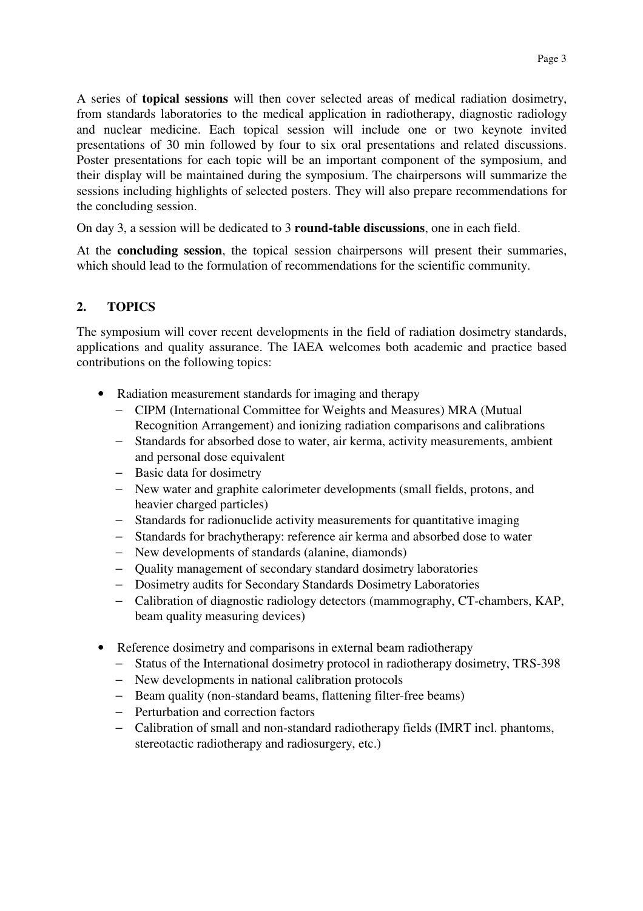A series of **topical sessions** will then cover selected areas of medical radiation dosimetry, from standards laboratories to the medical application in radiotherapy, diagnostic radiology and nuclear medicine. Each topical session will include one or two keynote invited presentations of 30 min followed by four to six oral presentations and related discussions. Poster presentations for each topic will be an important component of the symposium, and their display will be maintained during the symposium. The chairpersons will summarize the sessions including highlights of selected posters. They will also prepare recommendations for the concluding session.

On day 3, a session will be dedicated to 3 **round-table discussions**, one in each field.

At the **concluding session**, the topical session chairpersons will present their summaries, which should lead to the formulation of recommendations for the scientific community.

## 2. TOPICS

The symposium will cover recent developments in the field of radiation dosimetry standards, applications and quality assurance. The IAEA welcomes both academic and practice based contributions on the following topics:

- Radiation measurement standards for imaging and therapy
  - CIPM (International Committee for Weights and Measures) MRA (Mutual Recognition Arrangement) and ionizing radiation comparisons and calibrations
  - Standards for absorbed dose to water, air kerma, activity measurements, ambient and personal dose equivalent
  - Basic data for dosimetry
  - New water and graphite calorimeter developments (small fields, protons, and heavier charged particles)
  - Standards for radionuclide activity measurements for quantitative imaging
  - Standards for brachytherapy: reference air kerma and absorbed dose to water
  - New developments of standards (alanine, diamonds)
  - Quality management of secondary standard dosimetry laboratories
  - Dosimetry audits for Secondary Standards Dosimetry Laboratories
  - Calibration of diagnostic radiology detectors (mammography, CT-chambers, KAP, beam quality measuring devices)

- Reference dosimetry and comparisons in external beam radiotherapy
  - Status of the International dosimetry protocol in radiotherapy dosimetry, TRS-398
  - New developments in national calibration protocols
  - Beam quality (non-standard beams, flattening filter-free beams)
  - Perturbation and correction factors
  - Calibration of small and non-standard radiotherapy fields (IMRT incl. phantoms, stereotactic radiotherapy and radiosurgery, etc.)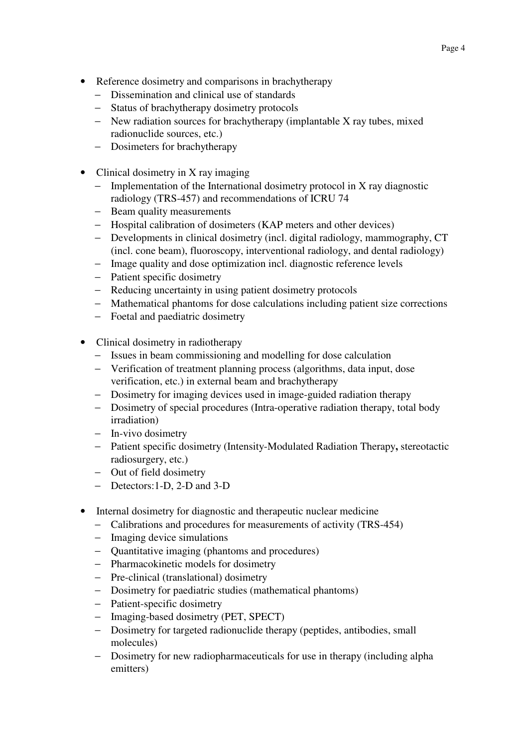- Reference dosimetry and comparisons in brachytherapy
  - Dissemination and clinical use of standards
  - Status of brachytherapy dosimetry protocols
  - New radiation sources for brachytherapy (implantable X ray tubes, mixed radionuclide sources, etc.)
  - Dosimeters for brachytherapy

- Clinical dosimetry in X ray imaging
  - Implementation of the International dosimetry protocol in X ray diagnostic radiology (TRS-457) and recommendations of ICRU 74
  - Beam quality measurements
  - Hospital calibration of dosimeters (KAP meters and other devices)
  - Developments in clinical dosimetry (incl. digital radiology, mammography, CT (incl. cone beam), fluoroscopy, interventional radiology, and dental radiology)
  - Image quality and dose optimization incl. diagnostic reference levels
  - Patient specific dosimetry
  - Reducing uncertainty in using patient dosimetry protocols
  - Mathematical phantoms for dose calculations including patient size corrections
  - Foetal and paediatric dosimetry

- Clinical dosimetry in radiotherapy
  - Issues in beam commissioning and modelling for dose calculation
  - Verification of treatment planning process (algorithms, data input, dose verification, etc.) in external beam and brachytherapy
  - Dosimetry for imaging devices used in image-guided radiation therapy
  - Dosimetry of special procedures (Intra-operative radiation therapy, total body irradiation)
  - In-vivo dosimetry
  - Patient specific dosimetry (Intensity-Modulated Radiation Therapy**,** stereotactic radiosurgery, etc.)
  - Out of field dosimetry
  - Detectors:1-D, 2-D and 3-D

- Internal dosimetry for diagnostic and therapeutic nuclear medicine
  - Calibrations and procedures for measurements of activity (TRS-454)
  - Imaging device simulations
  - Quantitative imaging (phantoms and procedures)
  - Pharmacokinetic models for dosimetry
  - Pre-clinical (translational) dosimetry
  - Dosimetry for paediatric studies (mathematical phantoms)
  - Patient-specific dosimetry
  - Imaging-based dosimetry (PET, SPECT)
  - Dosimetry for targeted radionuclide therapy (peptides, antibodies, small molecules)
  - Dosimetry for new radiopharmaceuticals for use in therapy (including alpha emitters)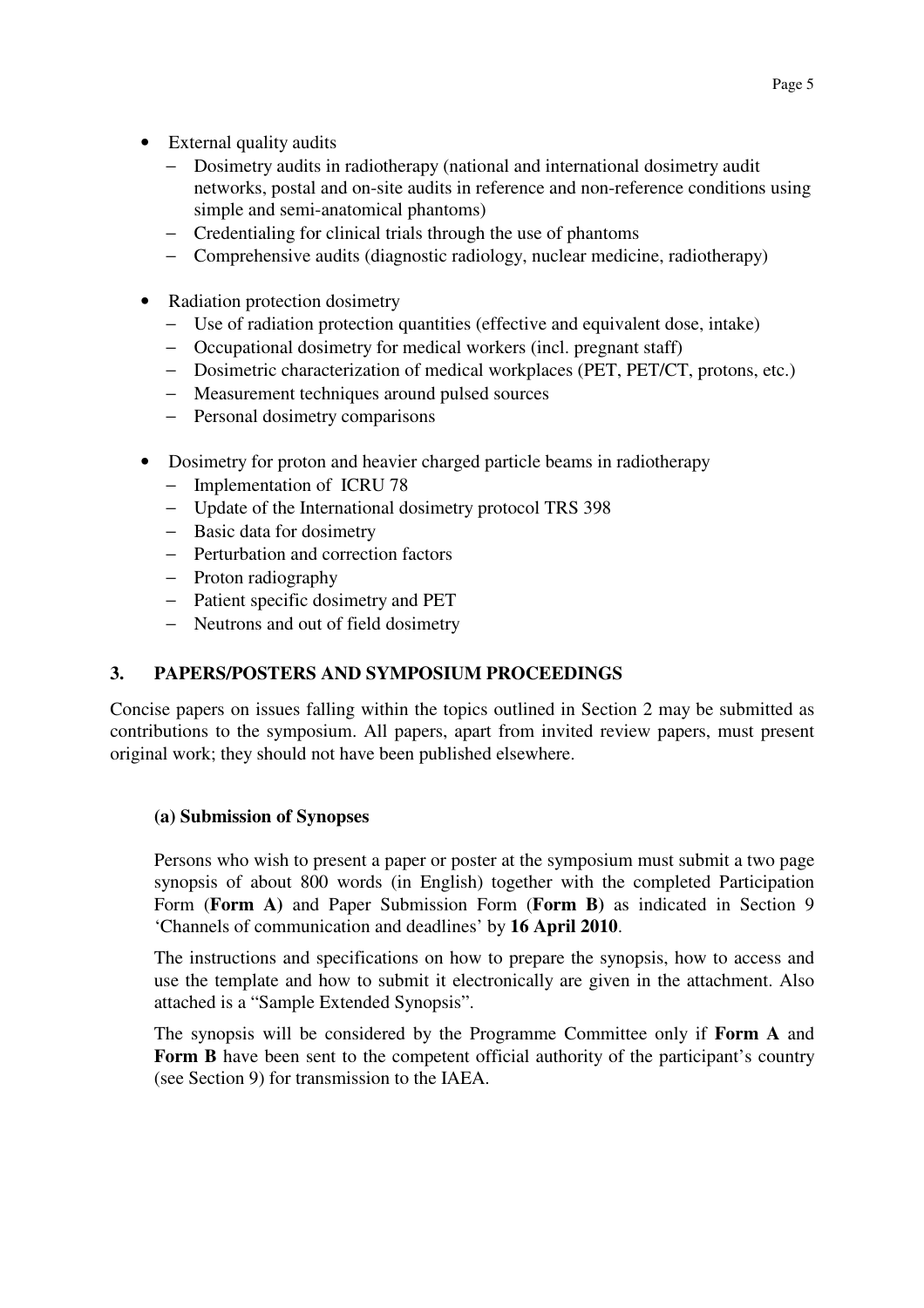- External quality audits
  - Dosimetry audits in radiotherapy (national and international dosimetry audit networks, postal and on-site audits in reference and non-reference conditions using simple and semi-anatomical phantoms)
  - Credentialing for clinical trials through the use of phantoms
  - Comprehensive audits (diagnostic radiology, nuclear medicine, radiotherapy)

- Radiation protection dosimetry
  - Use of radiation protection quantities (effective and equivalent dose, intake)
  - Occupational dosimetry for medical workers (incl. pregnant staff)
  - Dosimetric characterization of medical workplaces (PET, PET/CT, protons, etc.)
  - Measurement techniques around pulsed sources
  - Personal dosimetry comparisons

- Dosimetry for proton and heavier charged particle beams in radiotherapy
  - Implementation of ICRU 78
  - Update of the International dosimetry protocol TRS 398
  - Basic data for dosimetry
  - Perturbation and correction factors
  - Proton radiography
  - Patient specific dosimetry and PET
  - Neutrons and out of field dosimetry

## 3. PAPERS/POSTERS AND SYMPOSIUM PROCEEDINGS

Concise papers on issues falling within the topics outlined in Section 2 may be submitted as contributions to the symposium. All papers, apart from invited review papers, must present original work; they should not have been published elsewhere.

### (a) Submission of Synopses

Persons who wish to present a paper or poster at the symposium must submit a two page synopsis of about 800 words (in English) together with the completed Participation Form (**Form A)** and Paper Submission Form (**Form B)** as indicated in Section 9 'Channels of communication and deadlines' by **16 April 2010**.

The instructions and specifications on how to prepare the synopsis, how to access and use the template and how to submit it electronically are given in the attachment. Also attached is a "Sample Extended Synopsis".

The synopsis will be considered by the Programme Committee only if **Form A** and **Form B** have been sent to the competent official authority of the participant's country (see Section 9) for transmission to the IAEA.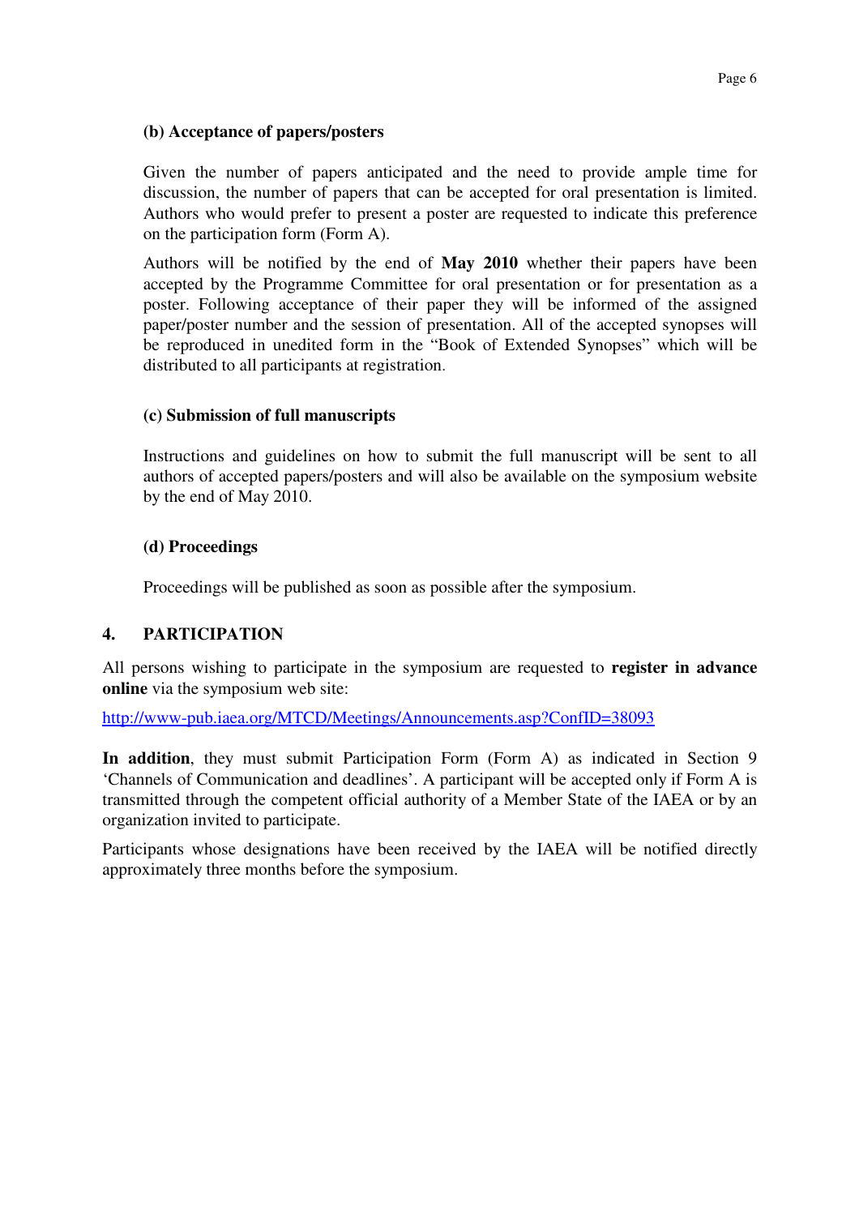### (b) Acceptance of papers/posters

Given the number of papers anticipated and the need to provide ample time for discussion, the number of papers that can be accepted for oral presentation is limited. Authors who would prefer to present a poster are requested to indicate this preference on the participation form (Form A).

Authors will be notified by the end of **May 2010** whether their papers have been accepted by the Programme Committee for oral presentation or for presentation as a poster. Following acceptance of their paper they will be informed of the assigned paper/poster number and the session of presentation. All of the accepted synopses will be reproduced in unedited form in the "Book of Extended Synopses" which will be distributed to all participants at registration.

### (c) Submission of full manuscripts

Instructions and guidelines on how to submit the full manuscript will be sent to all authors of accepted papers/posters and will also be available on the symposium website by the end of May 2010.

### (d) Proceedings

Proceedings will be published as soon as possible after the symposium.

## 4. PARTICIPATION

All persons wishing to participate in the symposium are requested to **register in advance online** via the symposium web site:

http://www-pub.iaea.org/MTCD/Meetings/Announcements.asp?ConfID=38093

**In addition**, they must submit Participation Form (Form A) as indicated in Section 9 'Channels of Communication and deadlines'. A participant will be accepted only if Form A is transmitted through the competent official authority of a Member State of the IAEA or by an organization invited to participate.

Participants whose designations have been received by the IAEA will be notified directly approximately three months before the symposium.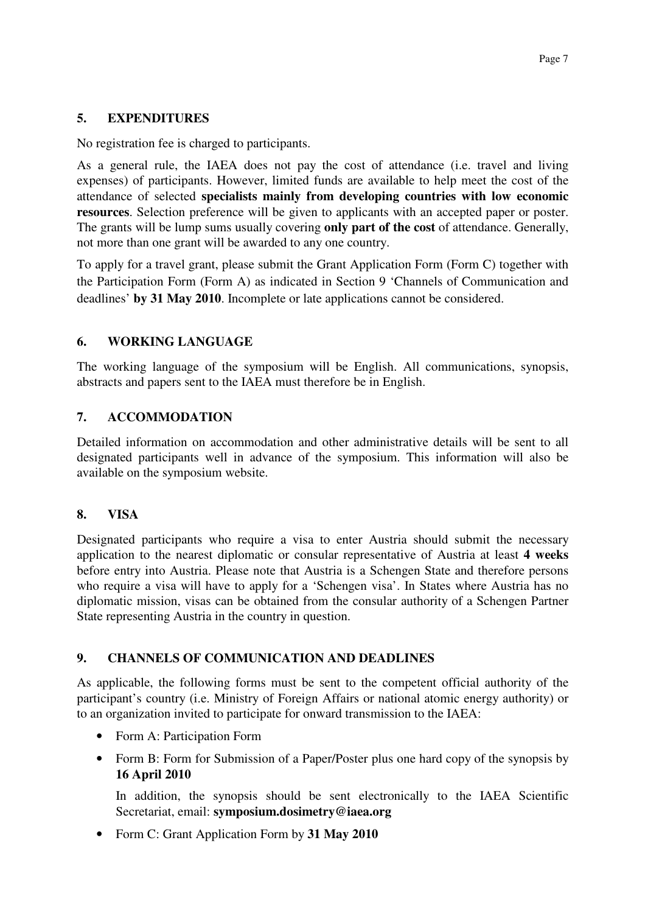## 5. EXPENDITURES

No registration fee is charged to participants.

As a general rule, the IAEA does not pay the cost of attendance (i.e. travel and living expenses) of participants. However, limited funds are available to help meet the cost of the attendance of selected **specialists mainly from developing countries with low economic resources**. Selection preference will be given to applicants with an accepted paper or poster. The grants will be lump sums usually covering **only part of the cost** of attendance. Generally, not more than one grant will be awarded to any one country.

To apply for a travel grant, please submit the Grant Application Form (Form C) together with the Participation Form (Form A) as indicated in Section 9 'Channels of Communication and deadlines' **by 31 May 2010**. Incomplete or late applications cannot be considered.

## 6. WORKING LANGUAGE

The working language of the symposium will be English. All communications, synopsis, abstracts and papers sent to the IAEA must therefore be in English.

## 7. ACCOMMODATION

Detailed information on accommodation and other administrative details will be sent to all designated participants well in advance of the symposium. This information will also be available on the symposium website.

## 8. VISA

Designated participants who require a visa to enter Austria should submit the necessary application to the nearest diplomatic or consular representative of Austria at least **4 weeks** before entry into Austria. Please note that Austria is a Schengen State and therefore persons who require a visa will have to apply for a 'Schengen visa'. In States where Austria has no diplomatic mission, visas can be obtained from the consular authority of a Schengen Partner State representing Austria in the country in question.

## 9. CHANNELS OF COMMUNICATION AND DEADLINES

As applicable, the following forms must be sent to the competent official authority of the participant's country (i.e. Ministry of Foreign Affairs or national atomic energy authority) or to an organization invited to participate for onward transmission to the IAEA:

- Form A: Participation Form
- Form B: Form for Submission of a Paper/Poster plus one hard copy of the synopsis by **16 April 2010**

  In addition, the synopsis should be sent electronically to the IAEA Scientific Secretariat, email: **symposium.dosimetry@iaea.org**
- Form C: Grant Application Form by **31 May 2010**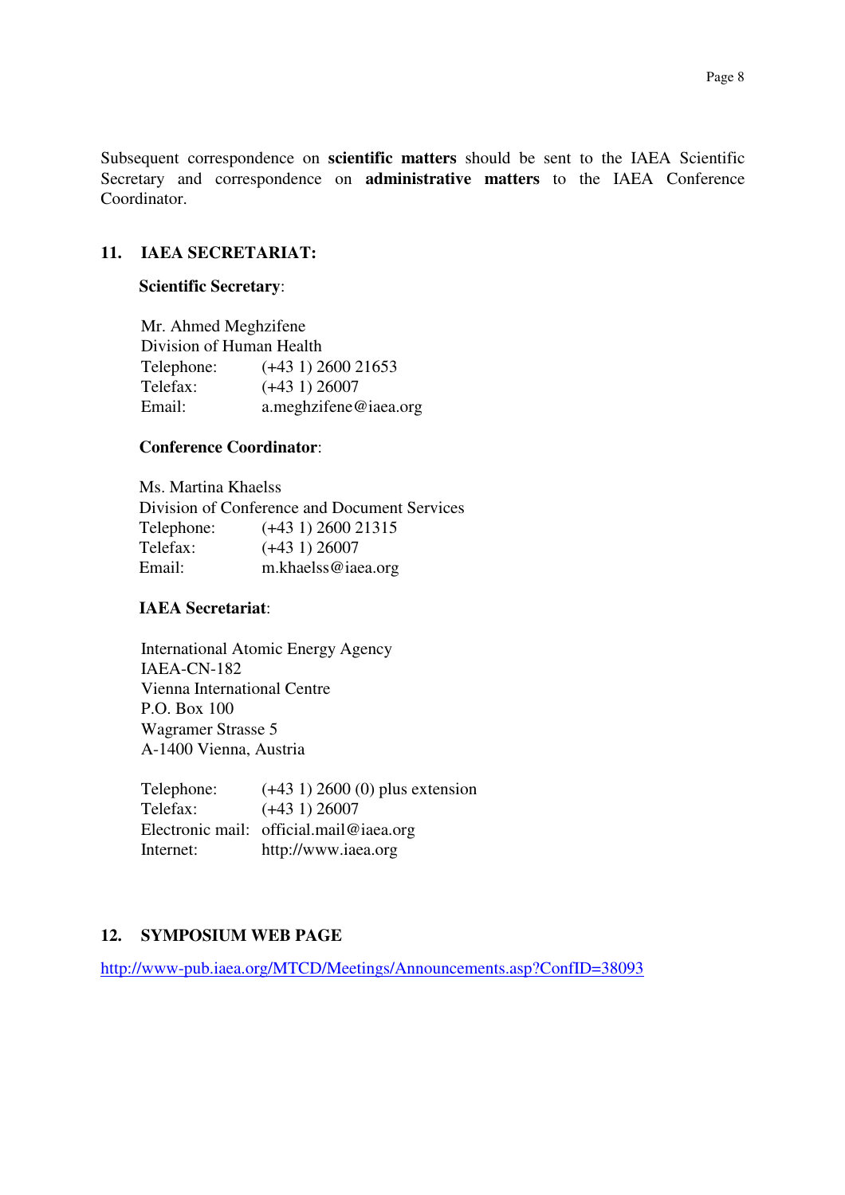Subsequent correspondence on **scientific matters** should be sent to the IAEA Scientific Secretary and correspondence on **administrative matters** to the IAEA Conference Coordinator.

## 11. IAEA SECRETARIAT:

**Scientific Secretary**:

Mr. Ahmed Meghzifene
Division of Human Health

| | |
|---|---|
| Telephone: | (+43 1) 2600 21653 |
| Telefax: | (+43 1) 26007 |
| Email: | a.meghzifene@iaea.org |

**Conference Coordinator**:

Ms. Martina Khaelss
Division of Conference and Document Services

| | |
|---|---|
| Telephone: | (+43 1) 2600 21315 |
| Telefax: | (+43 1) 26007 |
| Email: | m.khaelss@iaea.org |

**IAEA Secretariat**:

International Atomic Energy Agency
IAEA-CN-182
Vienna International Centre
P.O. Box 100
Wagramer Strasse 5
A-1400 Vienna, Austria

| | |
|---|---|
| Telephone: | (+43 1) 2600 (0) plus extension |
| Telefax: | (+43 1) 26007 |
| Electronic mail: | official.mail@iaea.org |
| Internet: | http://www.iaea.org |

## 12. SYMPOSIUM WEB PAGE

http://www-pub.iaea.org/MTCD/Meetings/Announcements.asp?ConfID=38093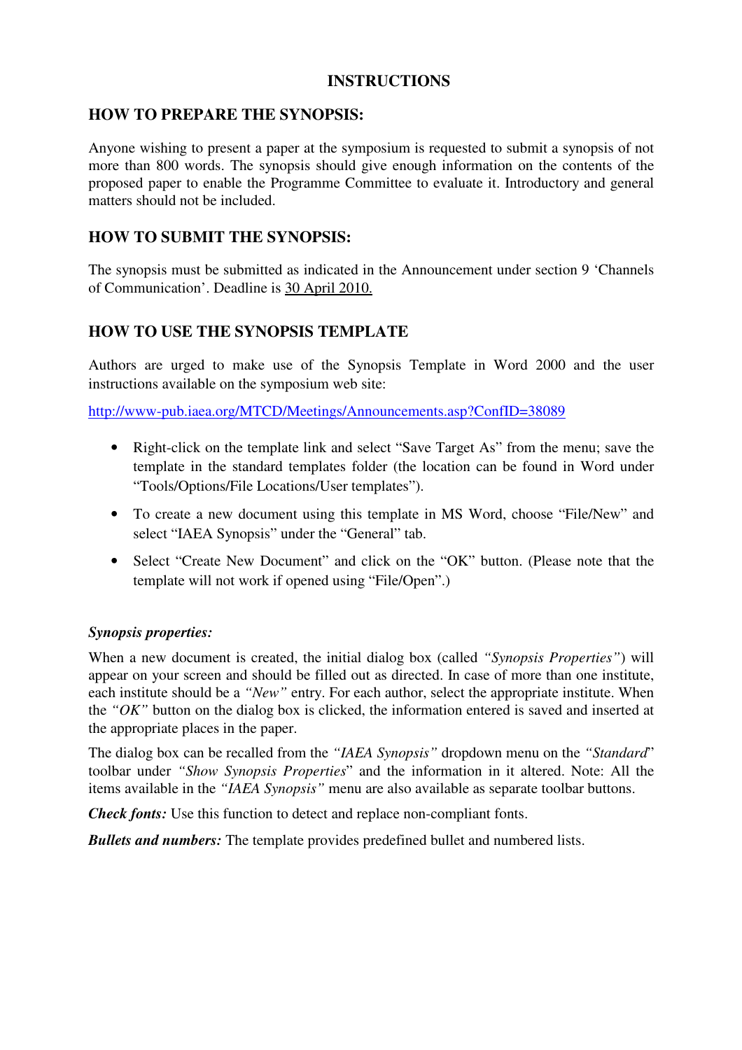# INSTRUCTIONS

## HOW TO PREPARE THE SYNOPSIS:

Anyone wishing to present a paper at the symposium is requested to submit a synopsis of not more than 800 words. The synopsis should give enough information on the contents of the proposed paper to enable the Programme Committee to evaluate it. Introductory and general matters should not be included.

## HOW TO SUBMIT THE SYNOPSIS:

The synopsis must be submitted as indicated in the Announcement under section 9 'Channels of Communication'. Deadline is 30 April 2010.

## HOW TO USE THE SYNOPSIS TEMPLATE

Authors are urged to make use of the Synopsis Template in Word 2000 and the user instructions available on the symposium web site:

http://www-pub.iaea.org/MTCD/Meetings/Announcements.asp?ConfID=38089

- Right-click on the template link and select "Save Target As" from the menu; save the template in the standard templates folder (the location can be found in Word under "Tools/Options/File Locations/User templates").
- To create a new document using this template in MS Word, choose "File/New" and select "IAEA Synopsis" under the "General" tab.
- Select "Create New Document" and click on the "OK" button. (Please note that the template will not work if opened using "File/Open".)

***Synopsis properties:***

When a new document is created, the initial dialog box (called *"Synopsis Properties"*) will appear on your screen and should be filled out as directed. In case of more than one institute, each institute should be a *"New"* entry. For each author, select the appropriate institute. When the *"OK"* button on the dialog box is clicked, the information entered is saved and inserted at the appropriate places in the paper.

The dialog box can be recalled from the *"IAEA Synopsis"* dropdown menu on the *"Standard*" toolbar under *"Show Synopsis Properties*" and the information in it altered. Note: All the items available in the *"IAEA Synopsis"* menu are also available as separate toolbar buttons.

***Check fonts:*** Use this function to detect and replace non-compliant fonts.

***Bullets and numbers:*** The template provides predefined bullet and numbered lists.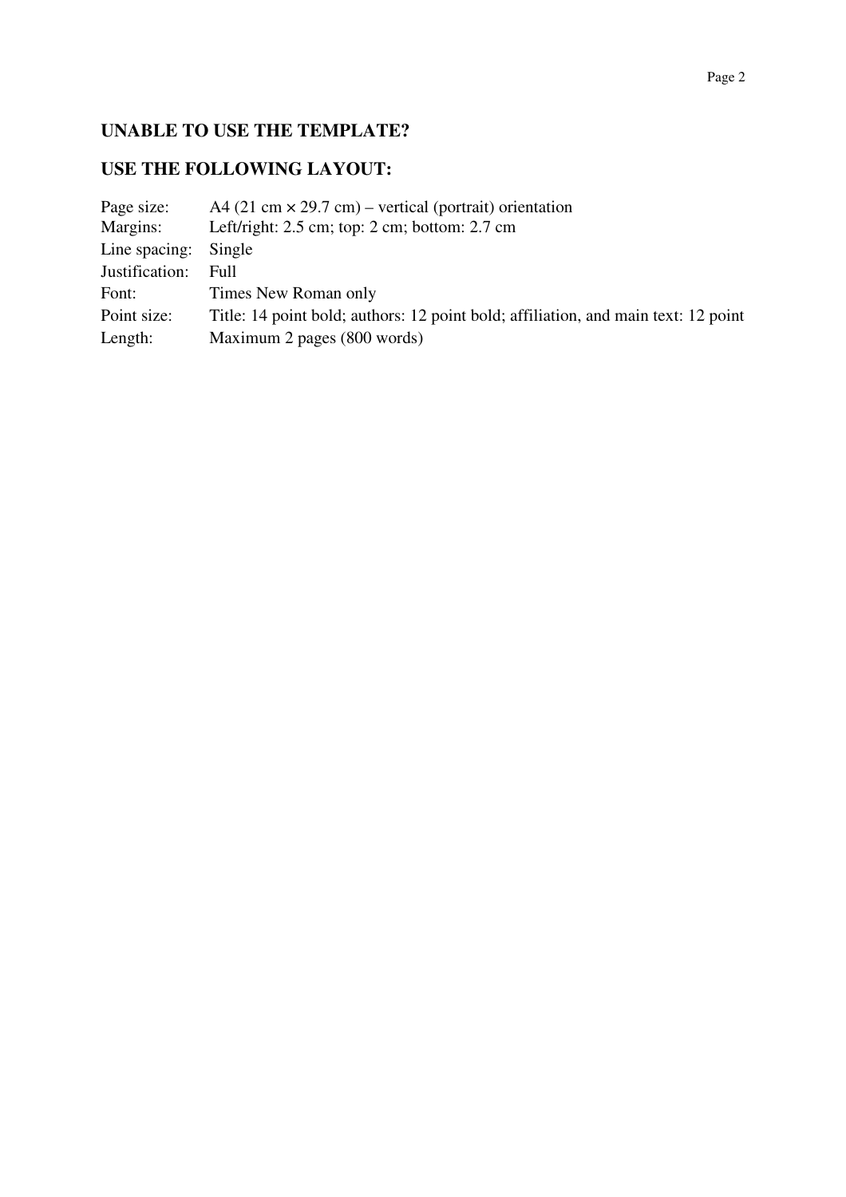## UNABLE TO USE THE TEMPLATE?

## USE THE FOLLOWING LAYOUT:

| | |
|---|---|
| Page size: | A4 (21 cm × 29.7 cm) – vertical (portrait) orientation |
| Margins: | Left/right: 2.5 cm; top: 2 cm; bottom: 2.7 cm |
| Line spacing: | Single |
| Justification: | Full |
| Font: | Times New Roman only |
| Point size: | Title: 14 point bold; authors: 12 point bold; affiliation, and main text: 12 point |
| Length: | Maximum 2 pages (800 words) |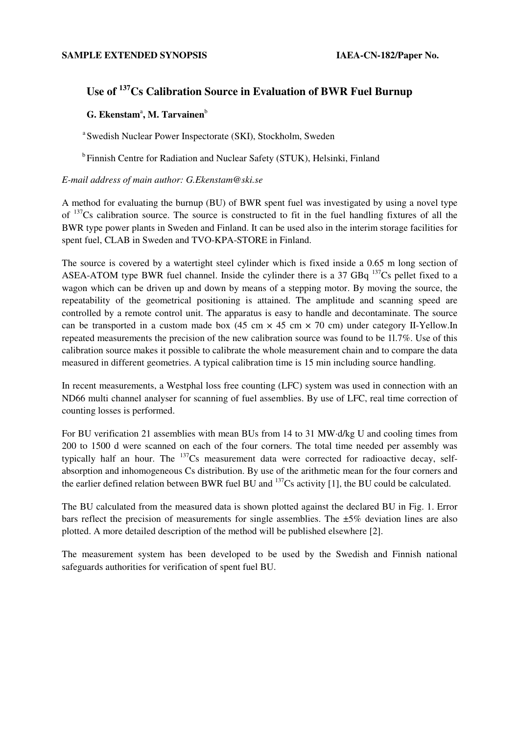**SAMPLE EXTENDED SYNOPSIS** **IAEA-CN-182/Paper No.**

# Use of $^{137}$Cs Calibration Source in Evaluation of BWR Fuel Burnup

**G. Ekenstam**[a], **M. Tarvainen**[b]

[a] Swedish Nuclear Power Inspectorate (SKI), Stockholm, Sweden

[b] Finnish Centre for Radiation and Nuclear Safety (STUK), Helsinki, Finland

*E-mail address of main author: G.Ekenstam@ski.se*

A method for evaluating the burnup (BU) of BWR spent fuel was investigated by using a novel type of $^{137}$Cs calibration source. The source is constructed to fit in the fuel handling fixtures of all the BWR type power plants in Sweden and Finland. It can be used also in the interim storage facilities for spent fuel, CLAB in Sweden and TVO-KPA-STORE in Finland.

The source is covered by a watertight steel cylinder which is fixed inside a 0.65 m long section of ASEA-ATOM type BWR fuel channel. Inside the cylinder there is a 37 GBq $^{137}$Cs pellet fixed to a wagon which can be driven up and down by means of a stepping motor. By moving the source, the repeatability of the geometrical positioning is attained. The amplitude and scanning speed are controlled by a remote control unit. The apparatus is easy to handle and decontaminate. The source can be transported in a custom made box (45 cm × 45 cm × 70 cm) under category II-Yellow.In repeated measurements the precision of the new calibration source was found to be 1l.7%. Use of this calibration source makes it possible to calibrate the whole measurement chain and to compare the data measured in different geometries. A typical calibration time is 15 min including source handling.

In recent measurements, a Westphal loss free counting (LFC) system was used in connection with an ND66 multi channel analyser for scanning of fuel assemblies. By use of LFC, real time correction of counting losses is performed.

For BU verification 21 assemblies with mean BUs from 14 to 31 MW·d/kg U and cooling times from 200 to 1500 d were scanned on each of the four corners. The total time needed per assembly was typically half an hour. The $^{137}$Cs measurement data were corrected for radioactive decay, self-absorption and inhomogeneous Cs distribution. By use of the arithmetic mean for the four corners and the earlier defined relation between BWR fuel BU and $^{137}$Cs activity [1], the BU could be calculated.

The BU calculated from the measured data is shown plotted against the declared BU in Fig. 1. Error bars reflect the precision of measurements for single assemblies. The ±5% deviation lines are also plotted. A more detailed description of the method will be published elsewhere [2].

The measurement system has been developed to be used by the Swedish and Finnish national safeguards authorities for verification of spent fuel BU.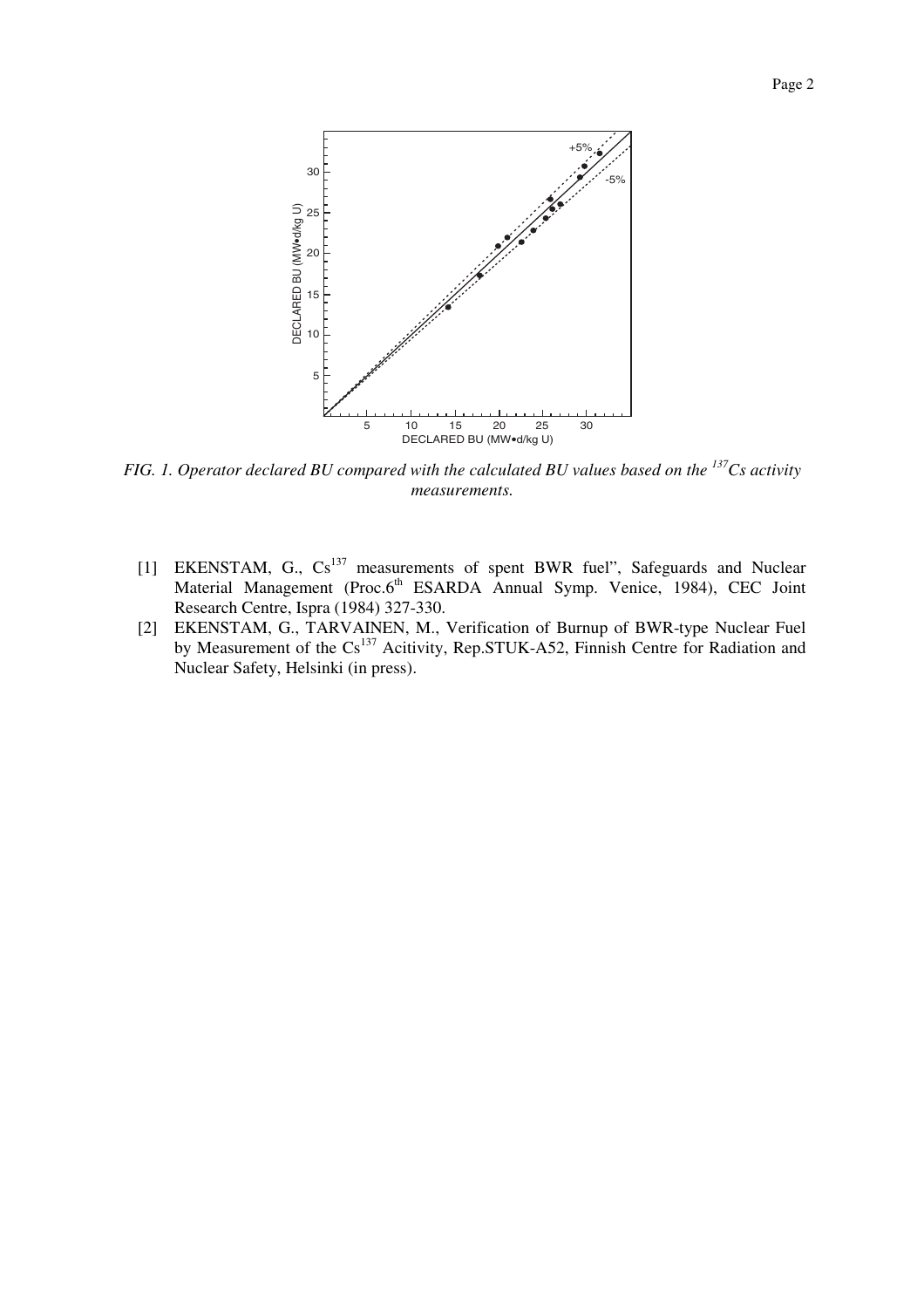DECLARED BU (MW•d/kg U)

30

25

20

15

10

5

+5%

-5%

5 10 15 20 25 30

DECLARED BU (MW•d/kg U)

*FIG. 1. Operator declared BU compared with the calculated BU values based on the $^{137}$Cs activity measurements.*

[1] EKENSTAM, G., $Cs^{137}$ measurements of spent BWR fuel", Safeguards and Nuclear Material Management (Proc.6$^{th}$ ESARDA Annual Symp. Venice, 1984), CEC Joint Research Centre, Ispra (1984) 327-330.

[2] EKENSTAM, G., TARVAINEN, M., Verification of Burnup of BWR-type Nuclear Fuel by Measurement of the $Cs^{137}$ Acitivity, Rep.STUK-A52, Finnish Centre for Radiation and Nuclear Safety, Helsinki (in press).